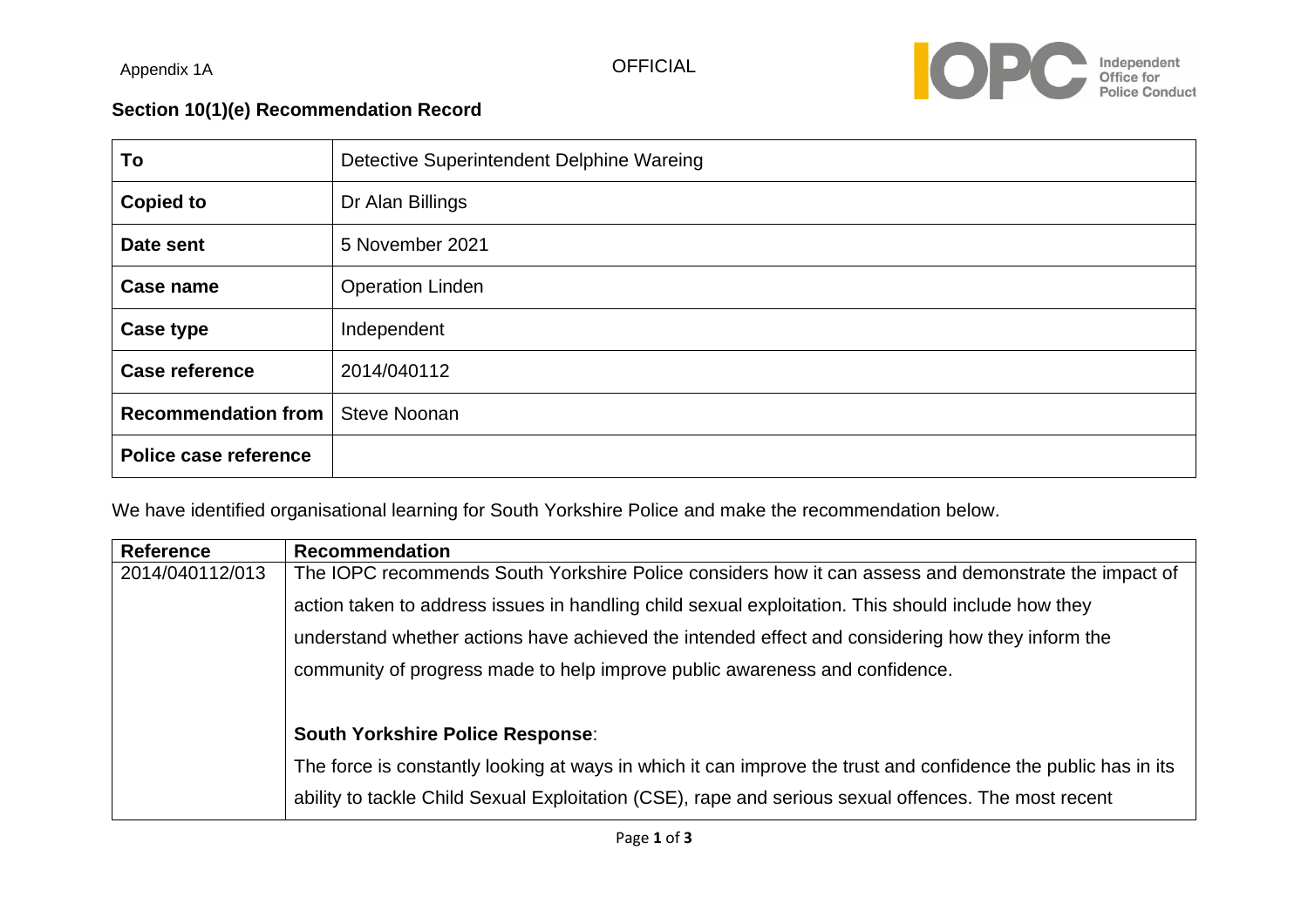Appendix 1A

OFFICIAL

**Section 10(1)(e) Recommendation Record**

| | |
|---|---|
| **To** | Detective Superintendent Delphine Wareing |
| **Copied to** | Dr Alan Billings |
| **Date sent** | 5 November 2021 |
| **Case name** | Operation Linden |
| **Case type** | Independent |
| **Case reference** | 2014/040112 |
| **Recommendation from** | Steve Noonan |
| **Police case reference** | |

We have identified organisational learning for South Yorkshire Police and make the recommendation below.

| Reference | Recommendation |
|---|---|
| 2014/040112/013 | The IOPC recommends South Yorkshire Police considers how it can assess and demonstrate the impact of action taken to address issues in handling child sexual exploitation. This should include how they understand whether actions have achieved the intended effect and considering how they inform the community of progress made to help improve public awareness and confidence.<br><br>**South Yorkshire Police Response**:<br>The force is constantly looking at ways in which it can improve the trust and confidence the public has in its ability to tackle Child Sexual Exploitation (CSE), rape and serious sexual offences. The most recent |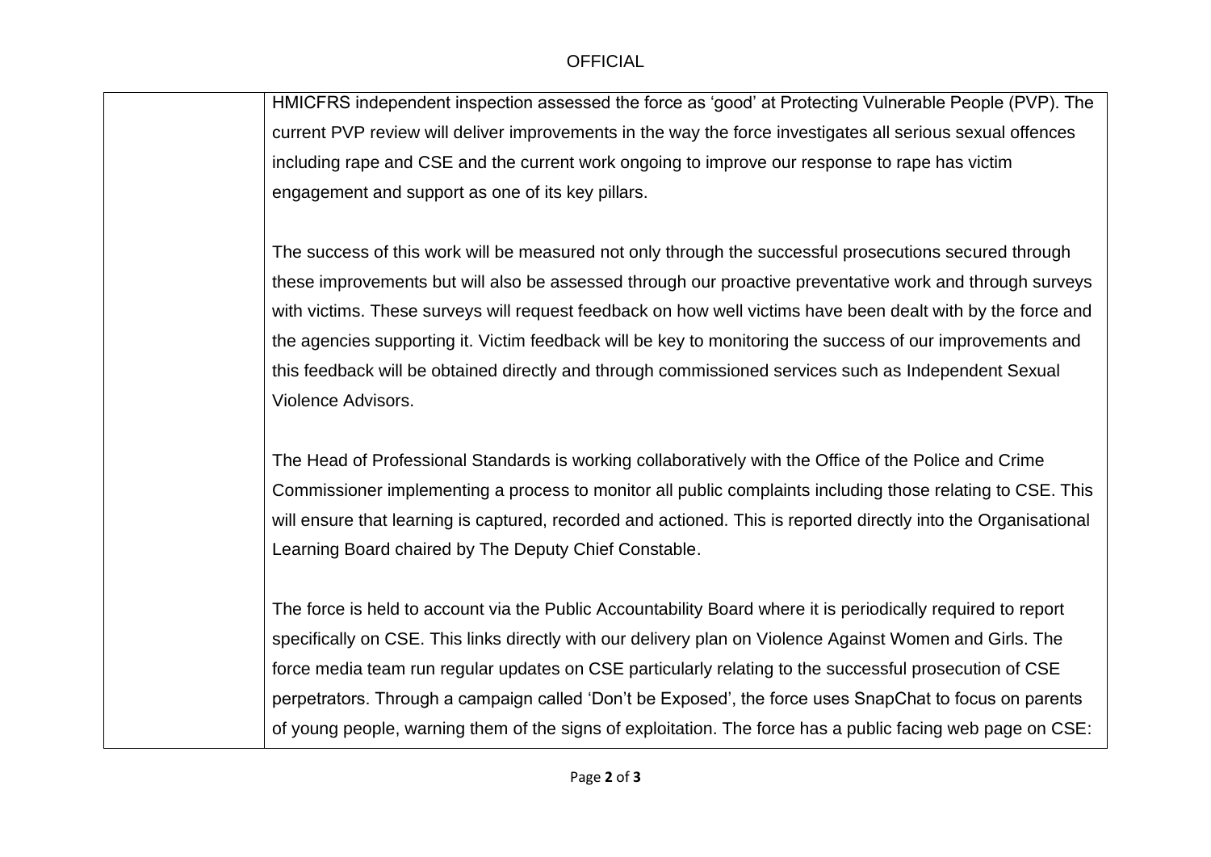| | |
|---|---|
| | HMICFRS independent inspection assessed the force as 'good' at Protecting Vulnerable People (PVP). The current PVP review will deliver improvements in the way the force investigates all serious sexual offences including rape and CSE and the current work ongoing to improve our response to rape has victim engagement and support as one of its key pillars.<br><br>The success of this work will be measured not only through the successful prosecutions secured through these improvements but will also be assessed through our proactive preventative work and through surveys with victims. These surveys will request feedback on how well victims have been dealt with by the force and the agencies supporting it. Victim feedback will be key to monitoring the success of our improvements and this feedback will be obtained directly and through commissioned services such as Independent Sexual Violence Advisors.<br><br>The Head of Professional Standards is working collaboratively with the Office of the Police and Crime Commissioner implementing a process to monitor all public complaints including those relating to CSE. This will ensure that learning is captured, recorded and actioned. This is reported directly into the Organisational Learning Board chaired by The Deputy Chief Constable.<br><br>The force is held to account via the Public Accountability Board where it is periodically required to report specifically on CSE. This links directly with our delivery plan on Violence Against Women and Girls. The force media team run regular updates on CSE particularly relating to the successful prosecution of CSE perpetrators. Through a campaign called 'Don't be Exposed', the force uses SnapChat to focus on parents of young people, warning them of the signs of exploitation. The force has a public facing web page on CSE: |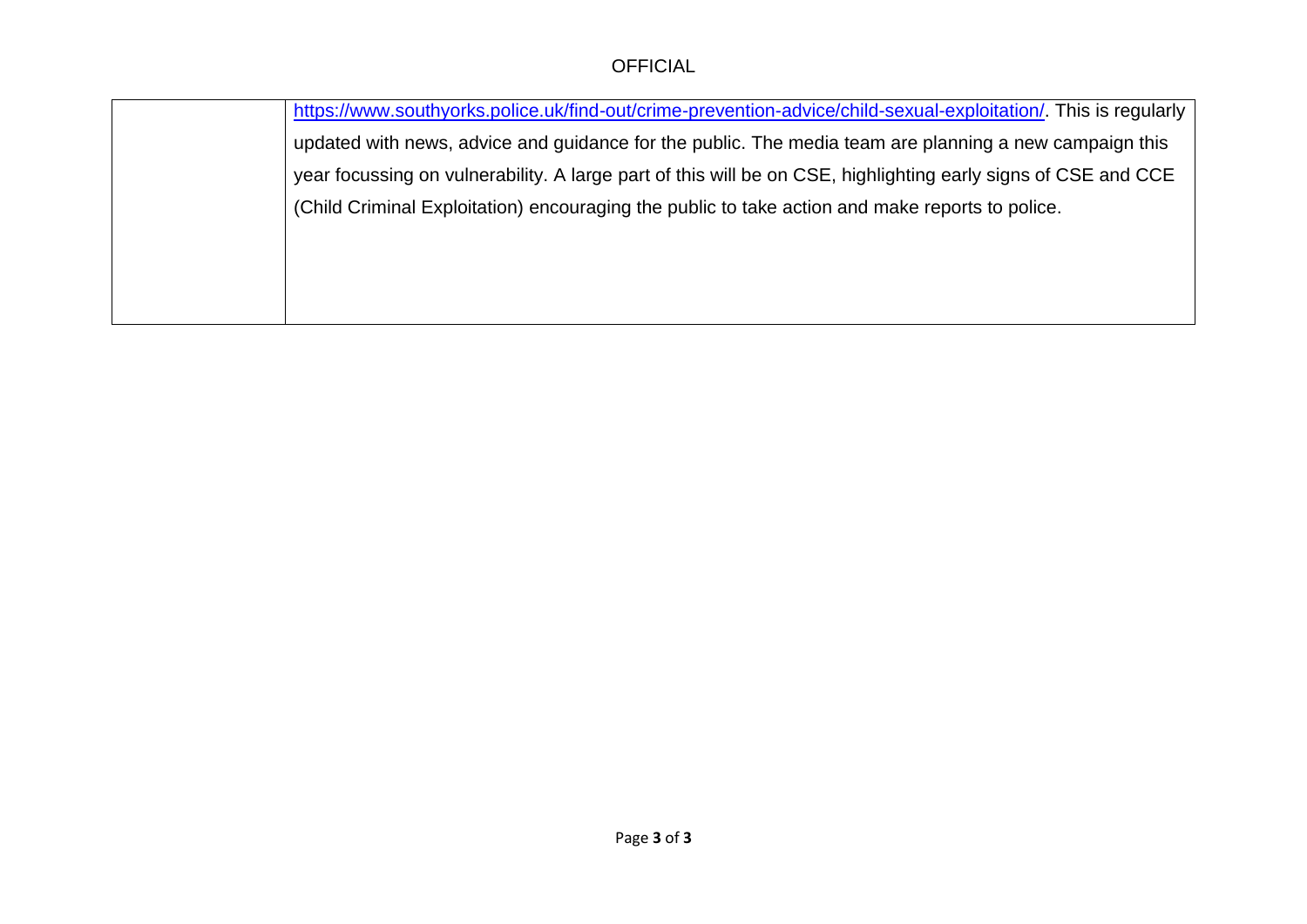| | |
|---|---|
| | https://www.southyorks.police.uk/find-out/crime-prevention-advice/child-sexual-exploitation/. This is regularly updated with news, advice and guidance for the public. The media team are planning a new campaign this year focussing on vulnerability. A large part of this will be on CSE, highlighting early signs of CSE and CCE (Child Criminal Exploitation) encouraging the public to take action and make reports to police. |